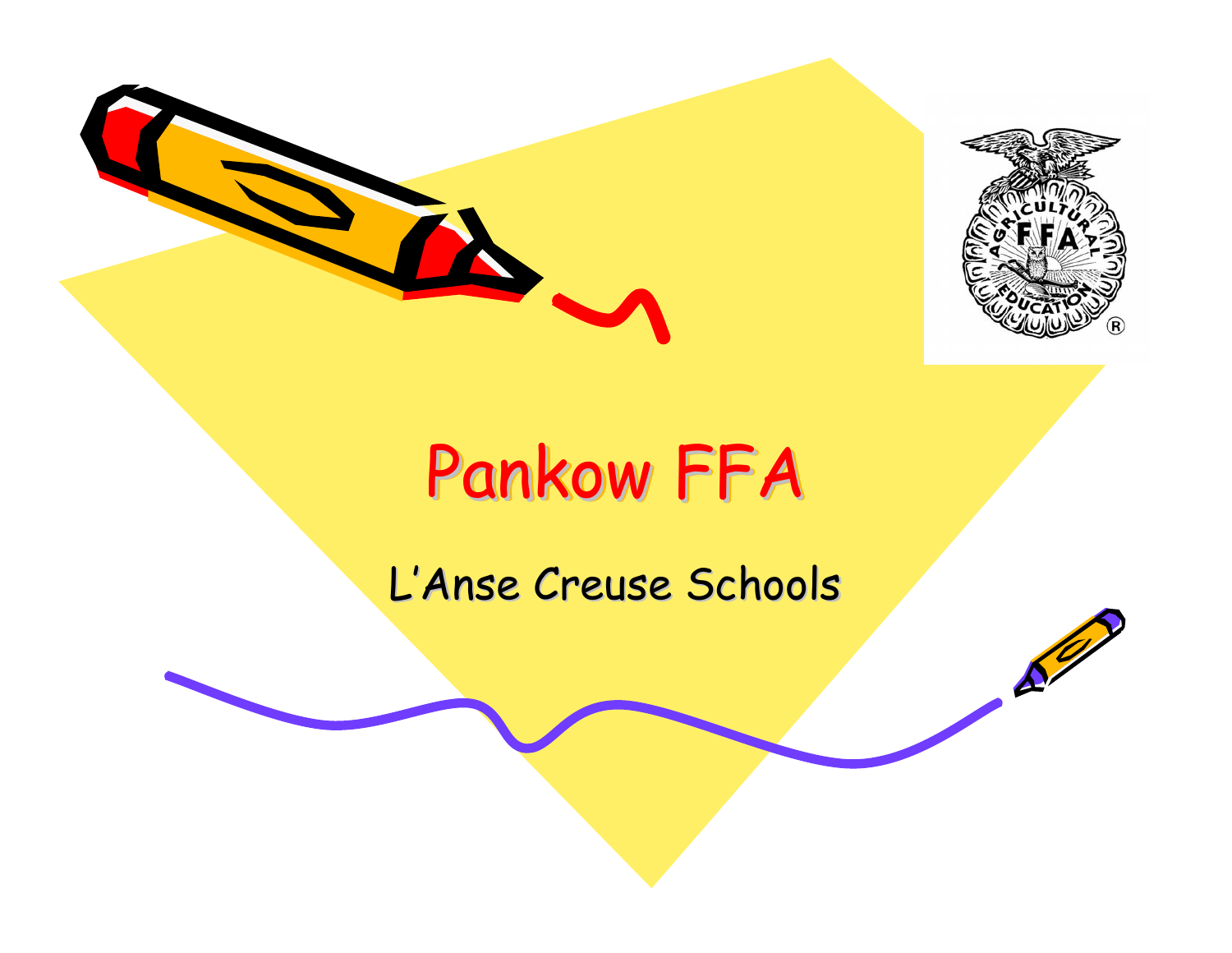# Pankow FFA

L'Anse Creuse Schools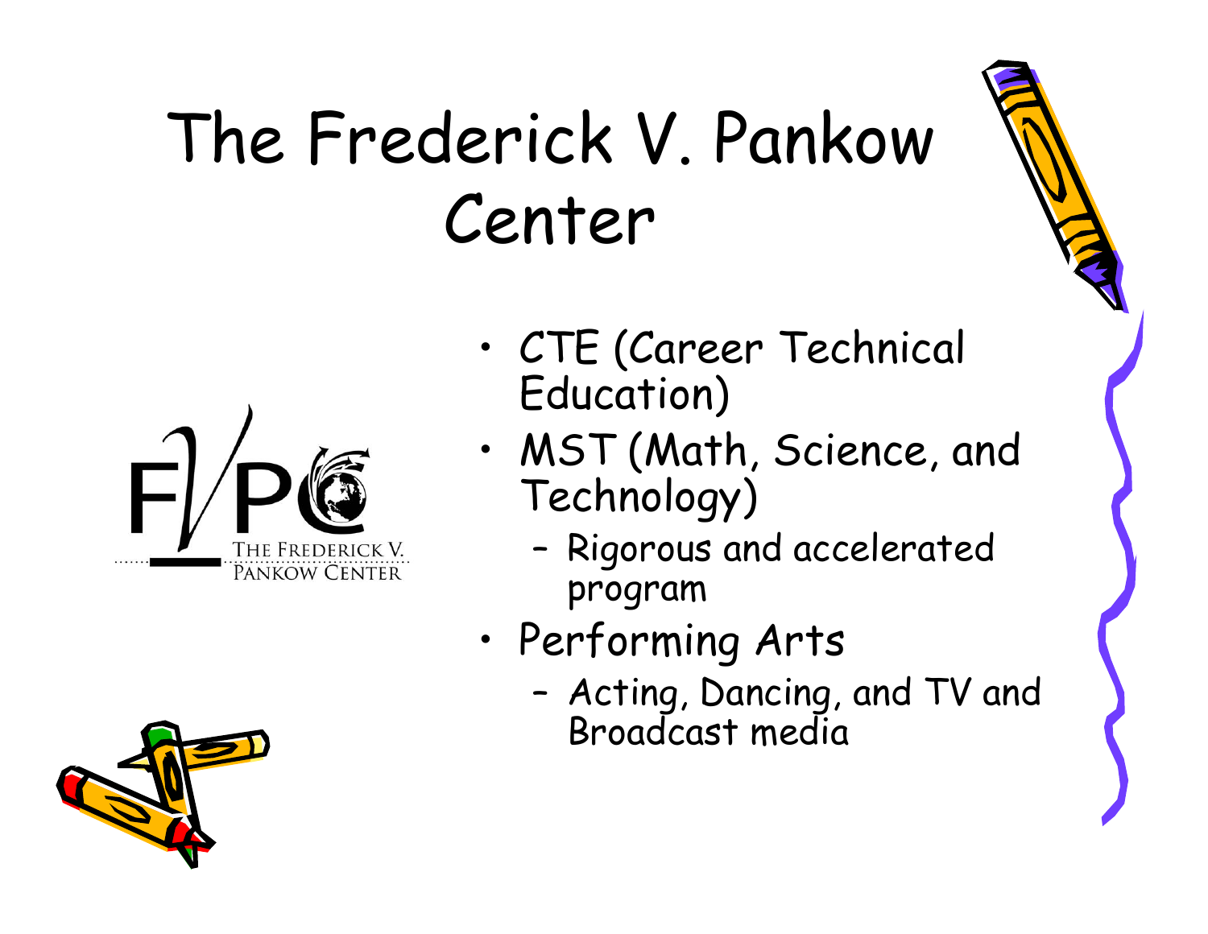# The Frederick V. Pankow Center

- CTE (Career Technical Education)
- MST (Math, Science, and Technology)
  - Rigorous and accelerated program
- Performing Arts
  - Acting, Dancing, and TV and Broadcast media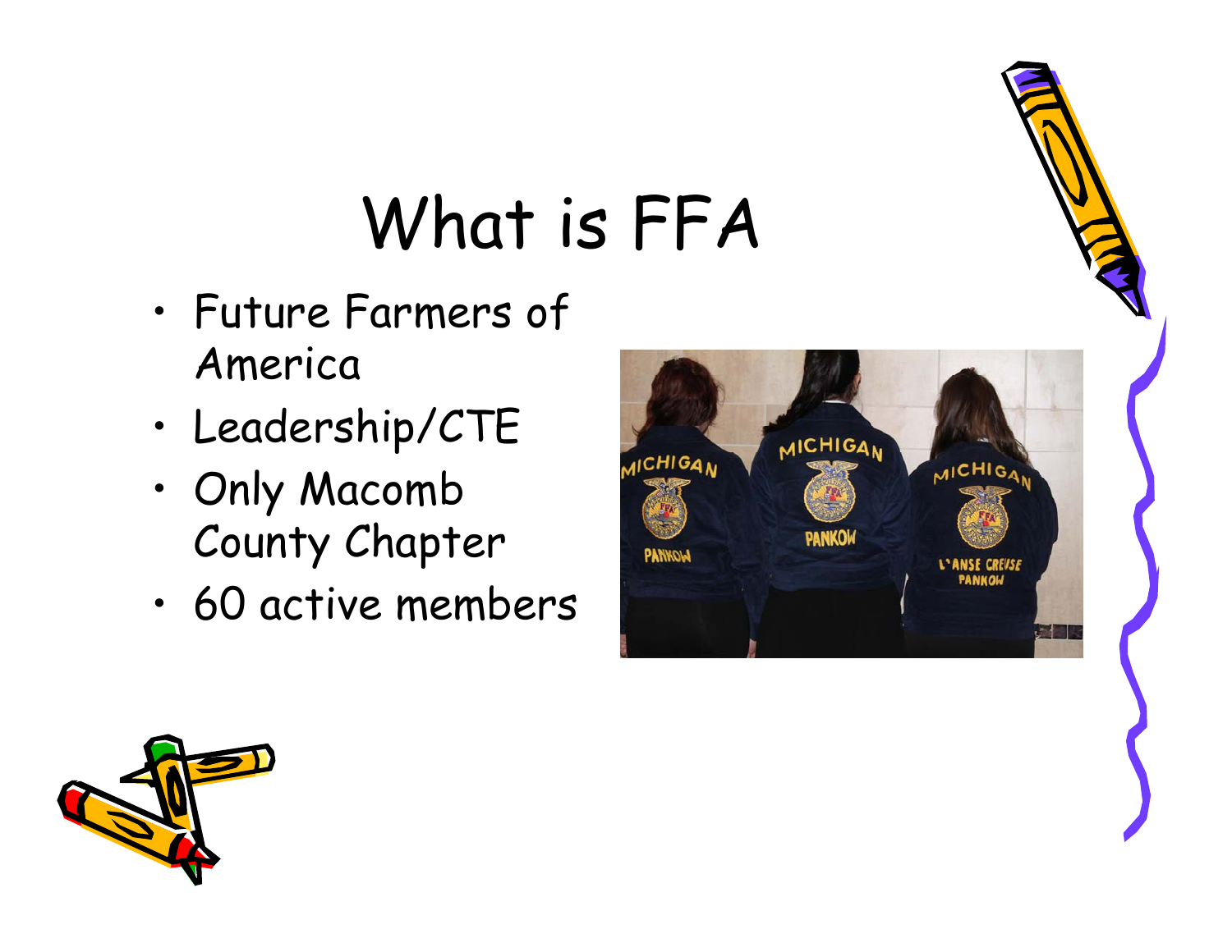# What is FFA

- Future Farmers of America
- Leadership/CTE
- Only Macomb County Chapter
- 60 active members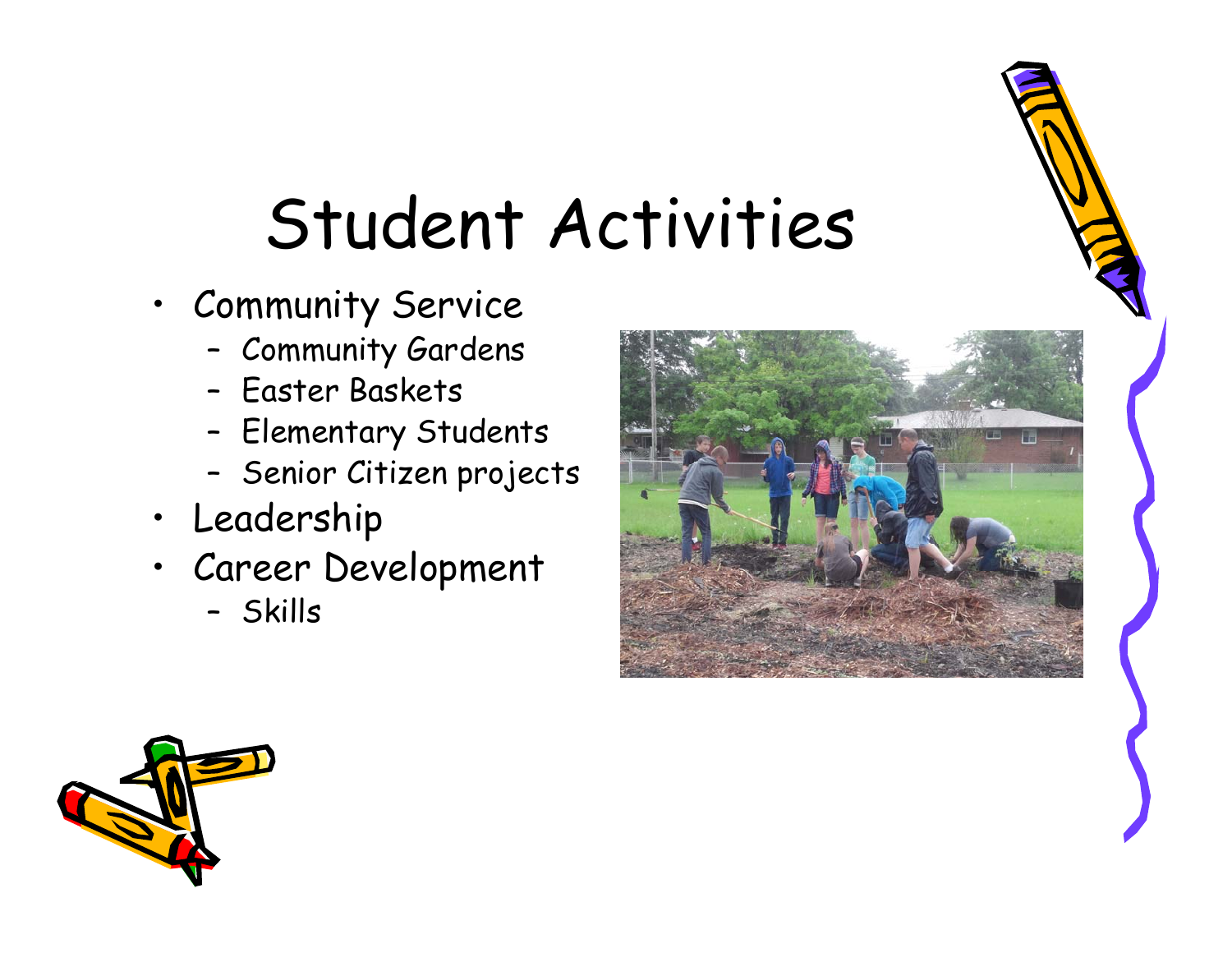# Student Activities

- Community Service
  - Community Gardens
  - Easter Baskets
  - Elementary Students
  - Senior Citizen projects
- Leadership
- Career Development
  - Skills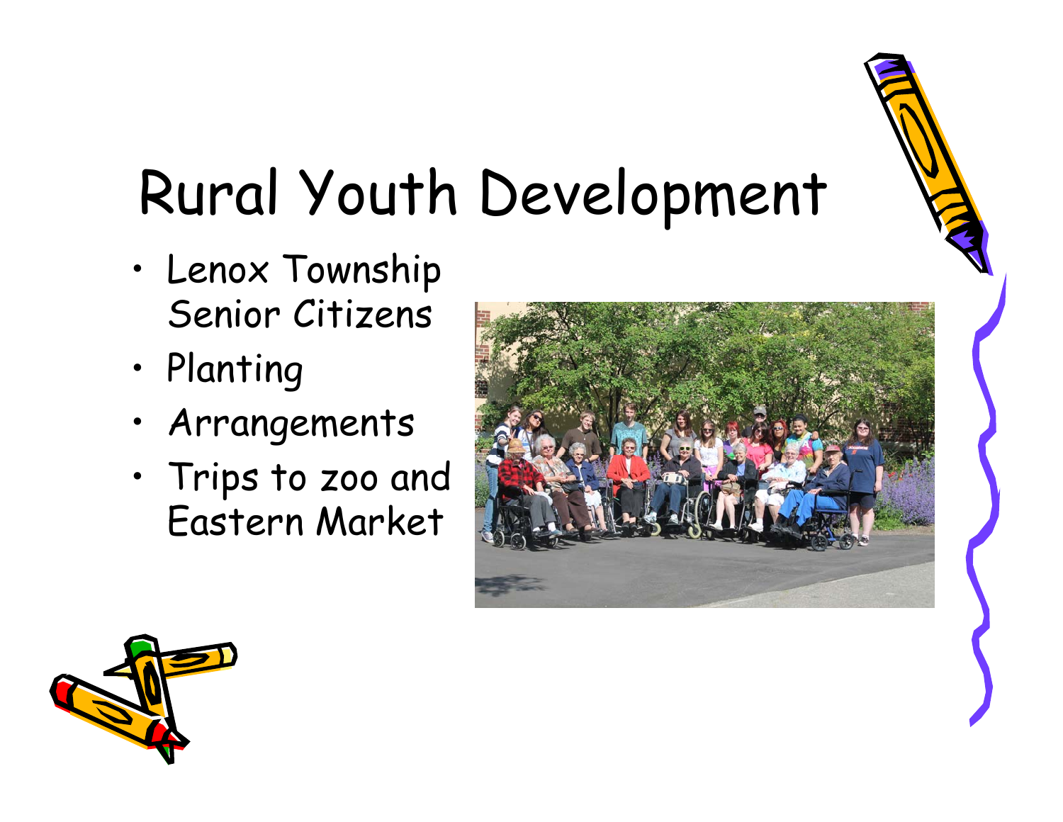# Rural Youth Development

- Lenox Township Senior Citizens
- Planting
- Arrangements
- Trips to zoo and Eastern Market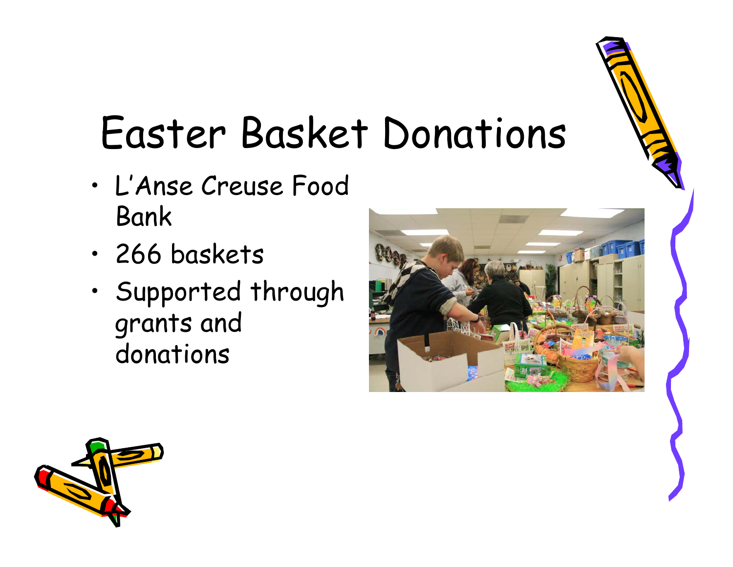# Easter Basket Donations

- L'Anse Creuse Food Bank
- 266 baskets
- Supported through grants and donations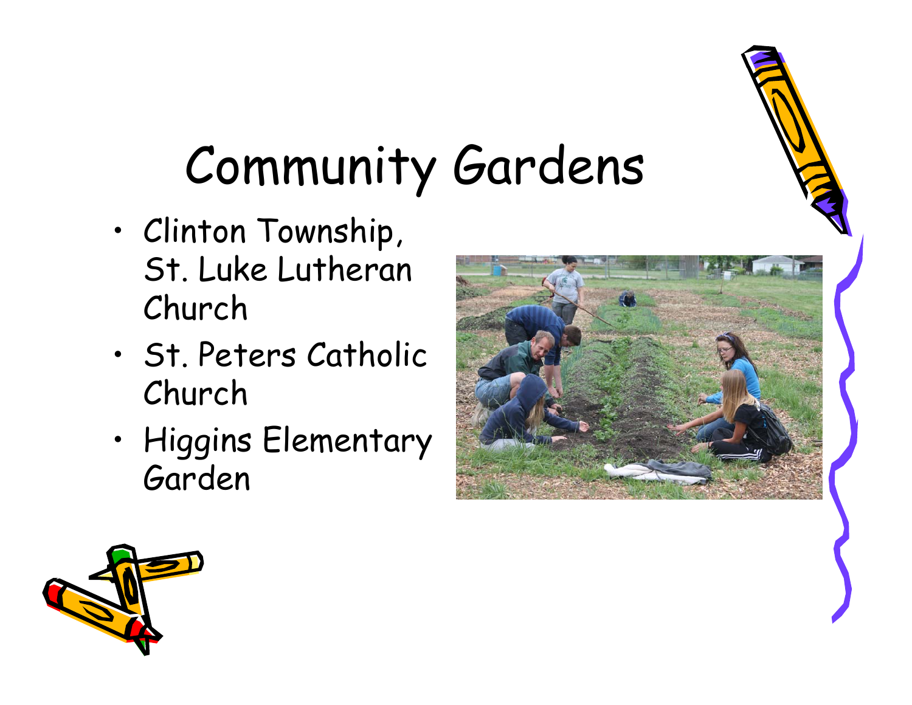# Community Gardens

- Clinton Township, St. Luke Lutheran Church
- St. Peters Catholic Church
- Higgins Elementary Garden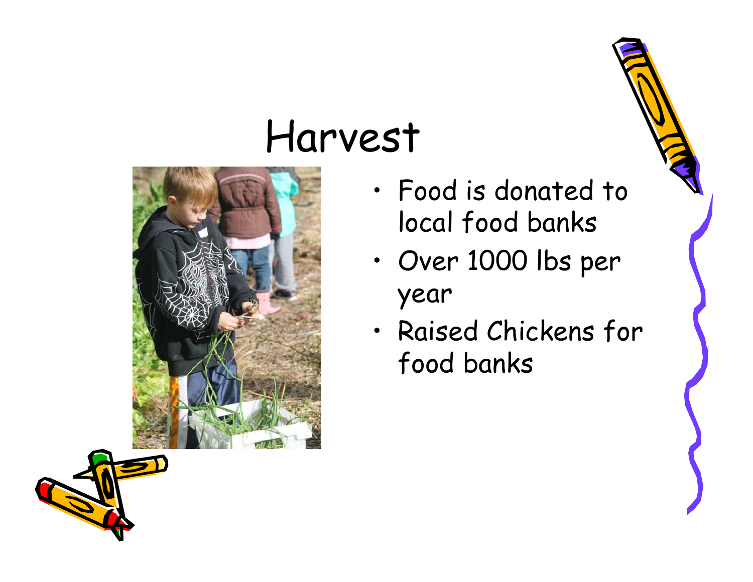# Harvest

- Food is donated to local food banks
- Over 1000 lbs per year
- Raised Chickens for food banks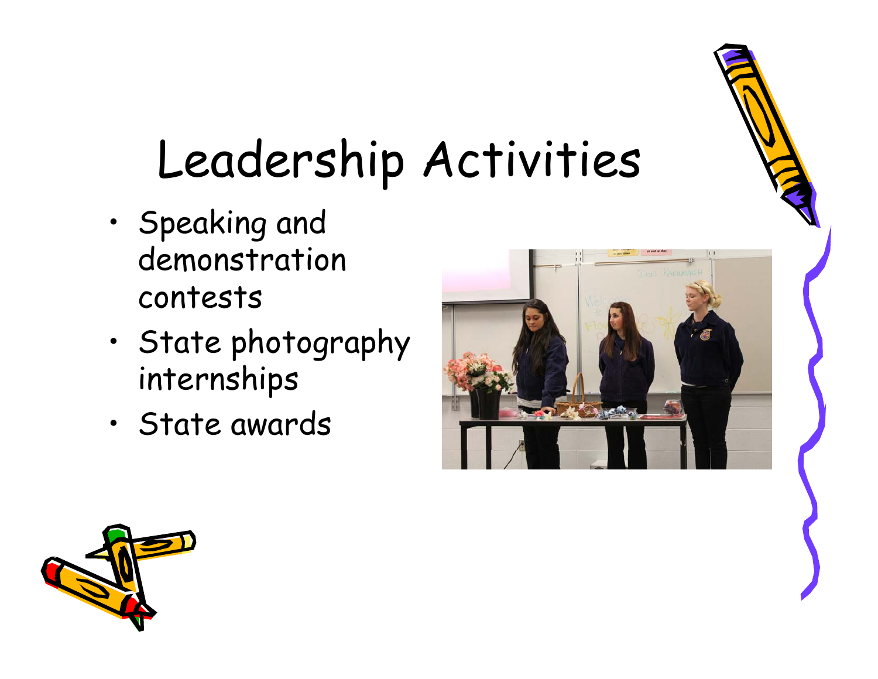# Leadership Activities

- Speaking and demonstration contests
- State photography internships
- State awards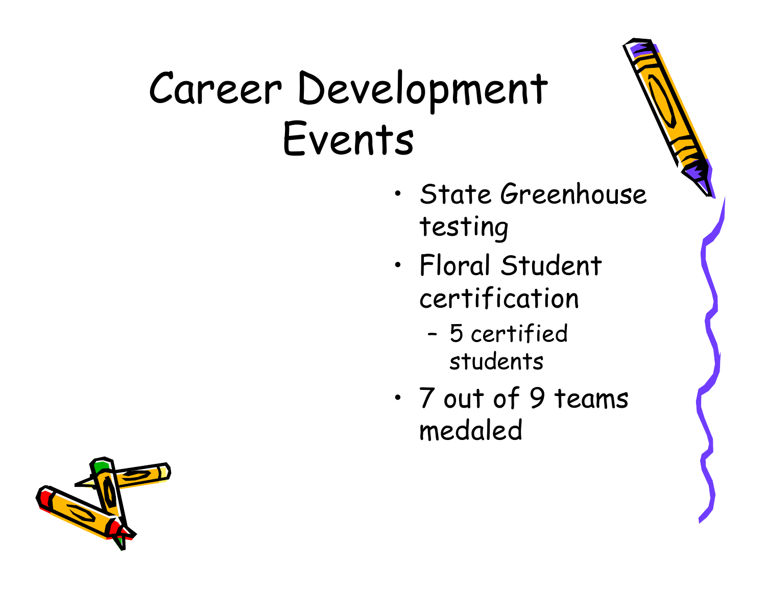# Career Development Events

- State Greenhouse testing
- Floral Student certification
  - 5 certified students
- 7 out of 9 teams medaled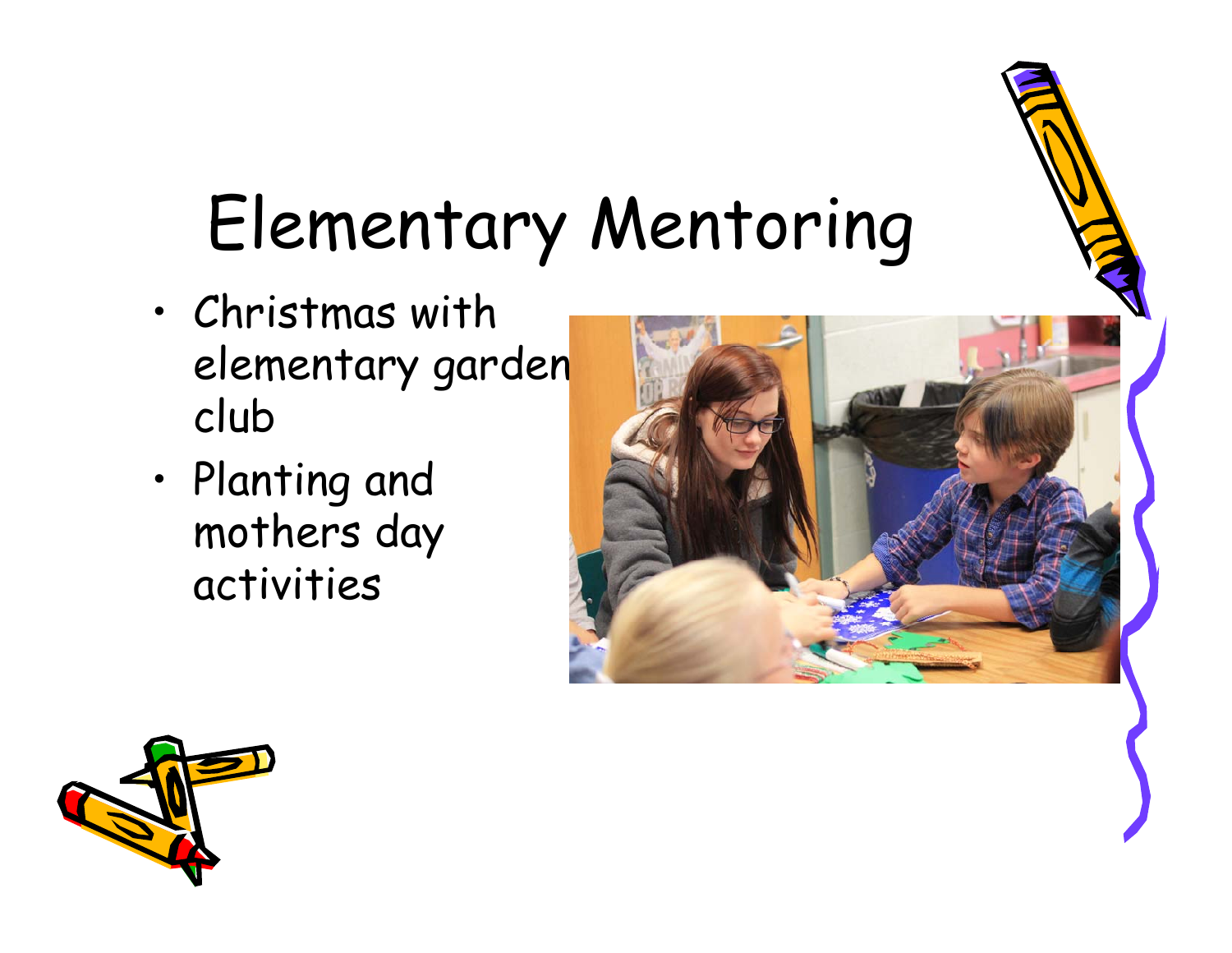# Elementary Mentoring

- Christmas with elementary garden club
- Planting and mothers day activities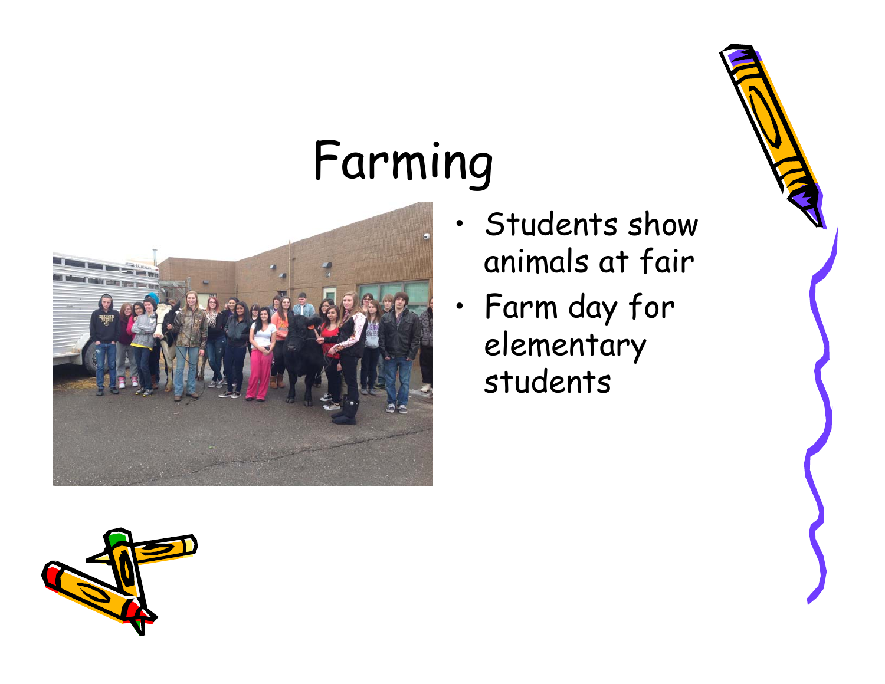# Farming

- Students show animals at fair
- Farm day for elementary students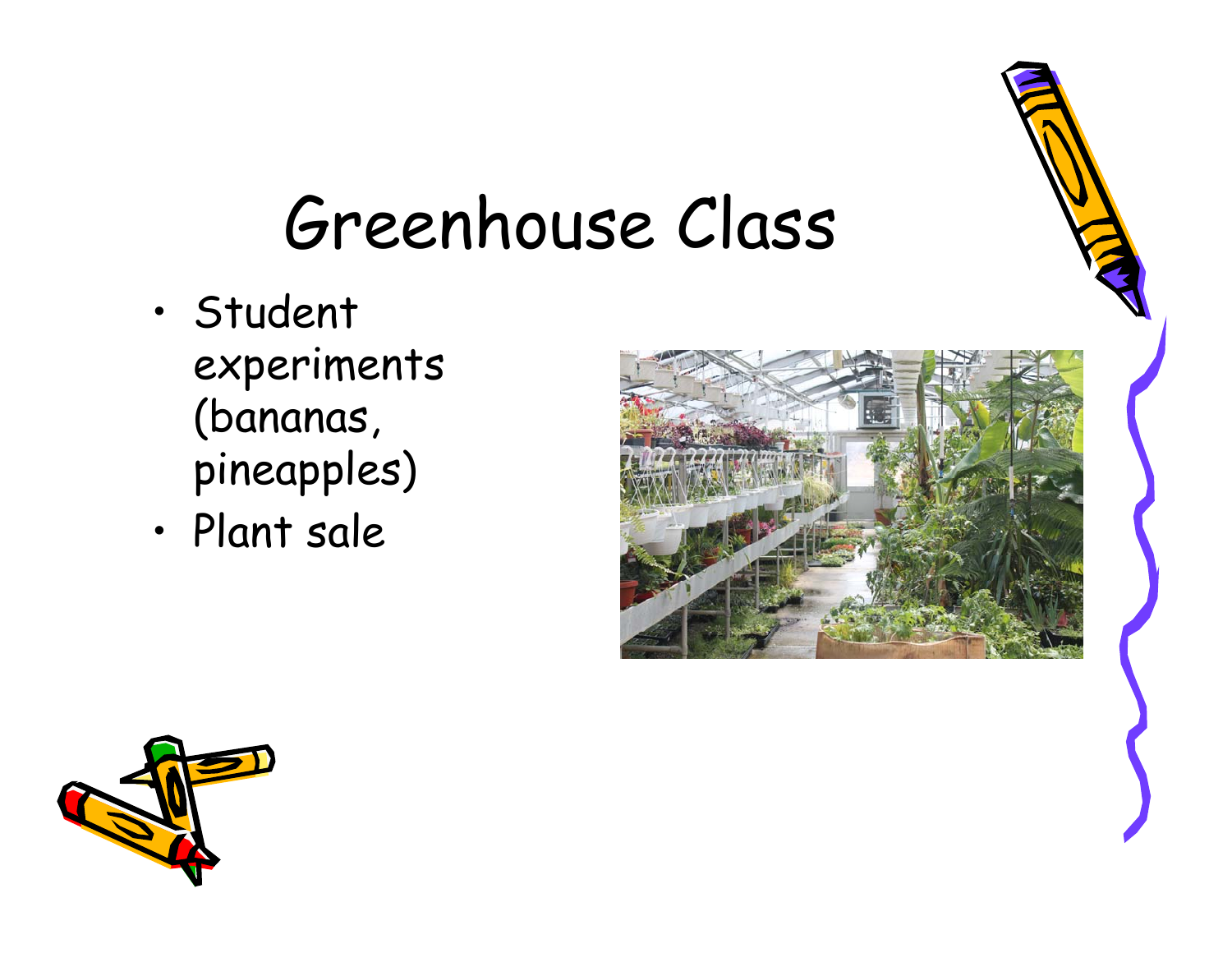# Greenhouse Class

- Student experiments (bananas, pineapples)
- Plant sale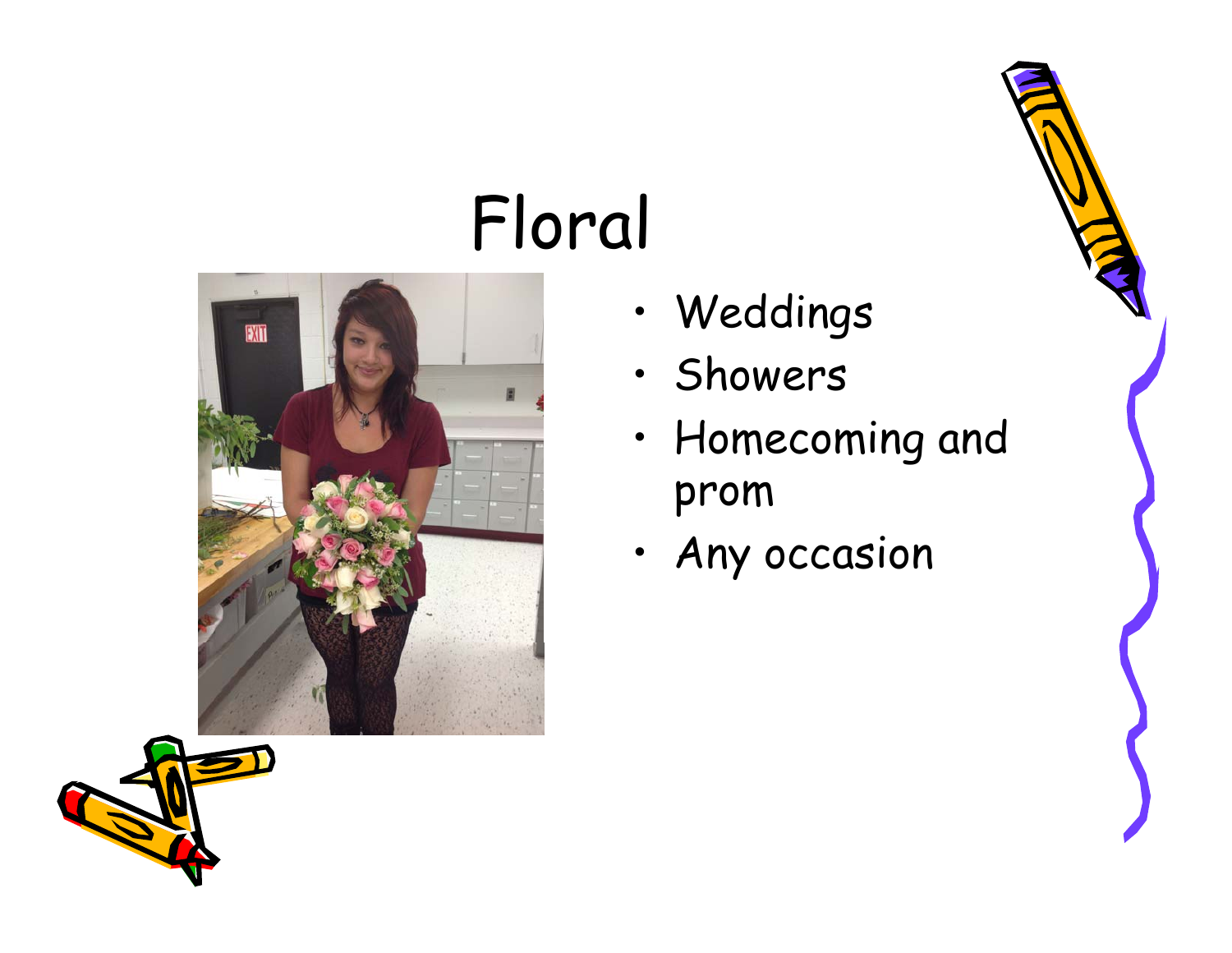# Floral

- Weddings
- Showers
- Homecoming and prom
- Any occasion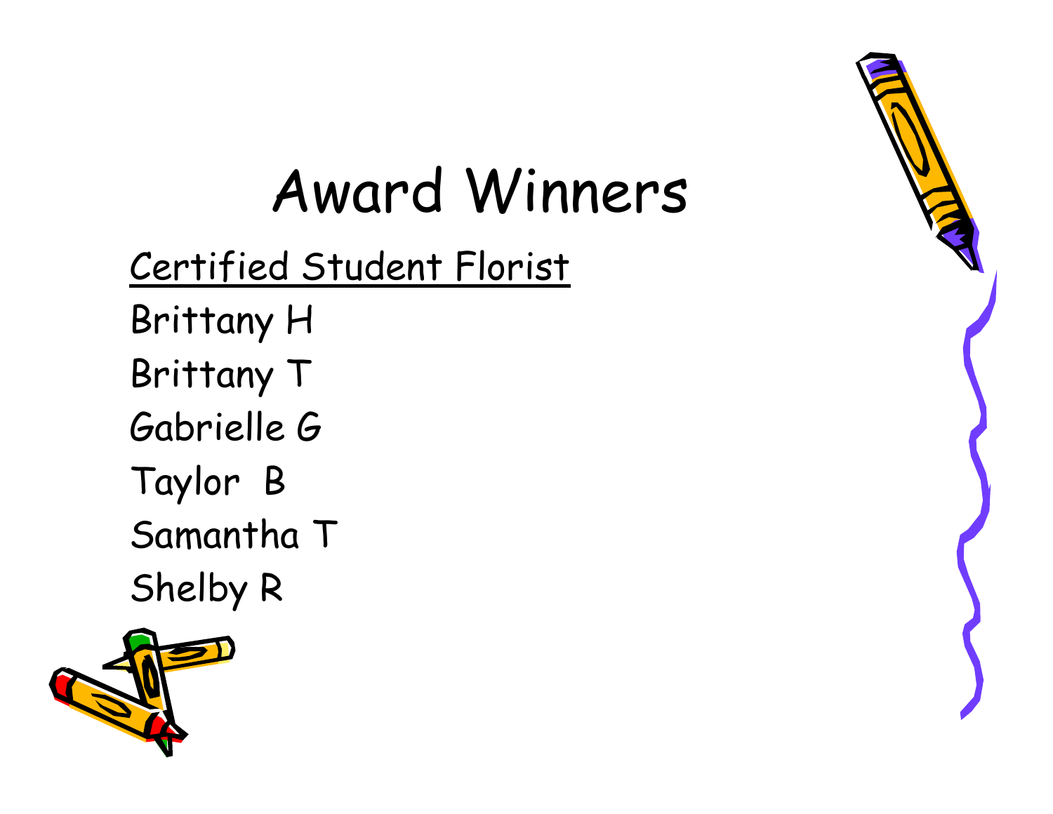# Award Winners

<u>Certified Student Florist</u>

Brittany H

Brittany T

Gabrielle G

Taylor B

Samantha T

Shelby R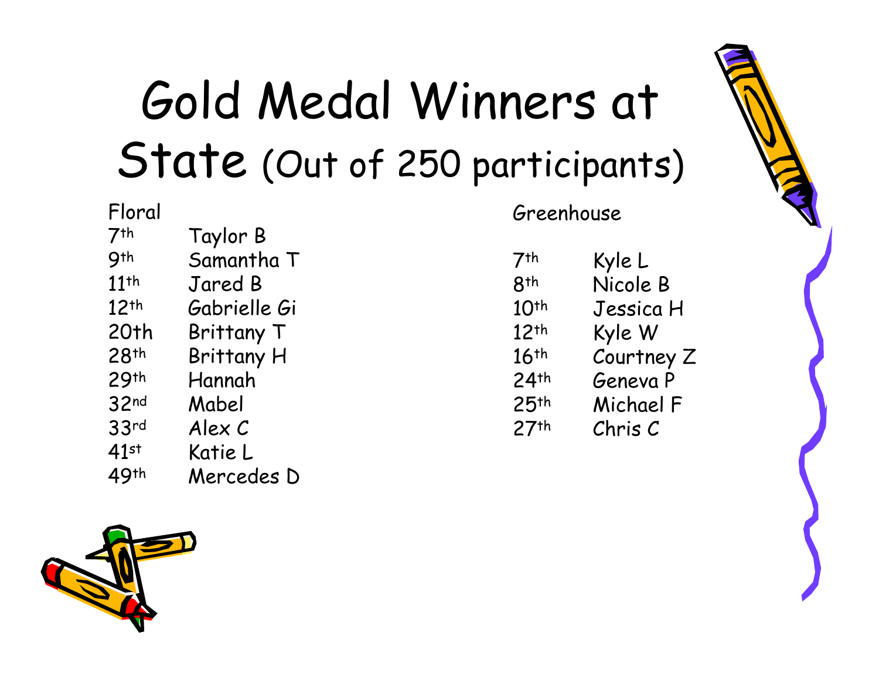# Gold Medal Winners at State (Out of 250 participants)

Floral

| | |
|---|---|
| 7th | Taylor B |
| 9th | Samantha T |
| 11th | Jared B |
| 12th | Gabrielle Gi |
| 20th | Brittany T |
| 28th | Brittany H |
| 29th | Hannah |
| 32nd | Mabel |
| 33rd | Alex C |
| 41st | Katie L |
| 49th | Mercedes D |

Greenhouse

| | |
|---|---|
| 7th | Kyle L |
| 8th | Nicole B |
| 10th | Jessica H |
| 12th | Kyle W |
| 16th | Courtney Z |
| 24th | Geneva P |
| 25th | Michael F |
| 27th | Chris C |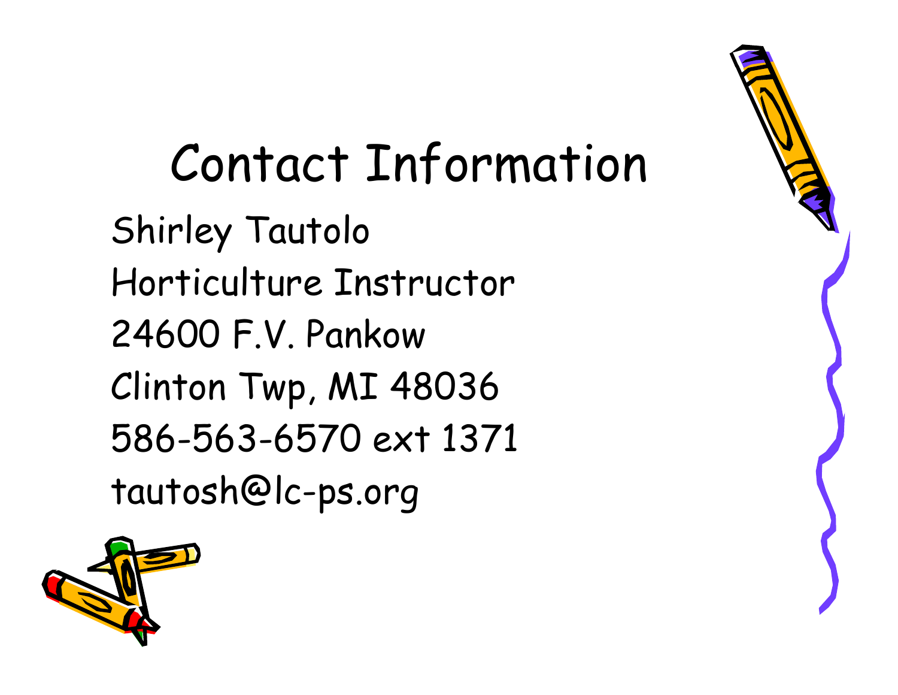# Contact Information

Shirley Tautolo

Horticulture Instructor

24600 F.V. Pankow

Clinton Twp, MI 48036

586-563-6570 ext 1371

tautosh@lc-ps.org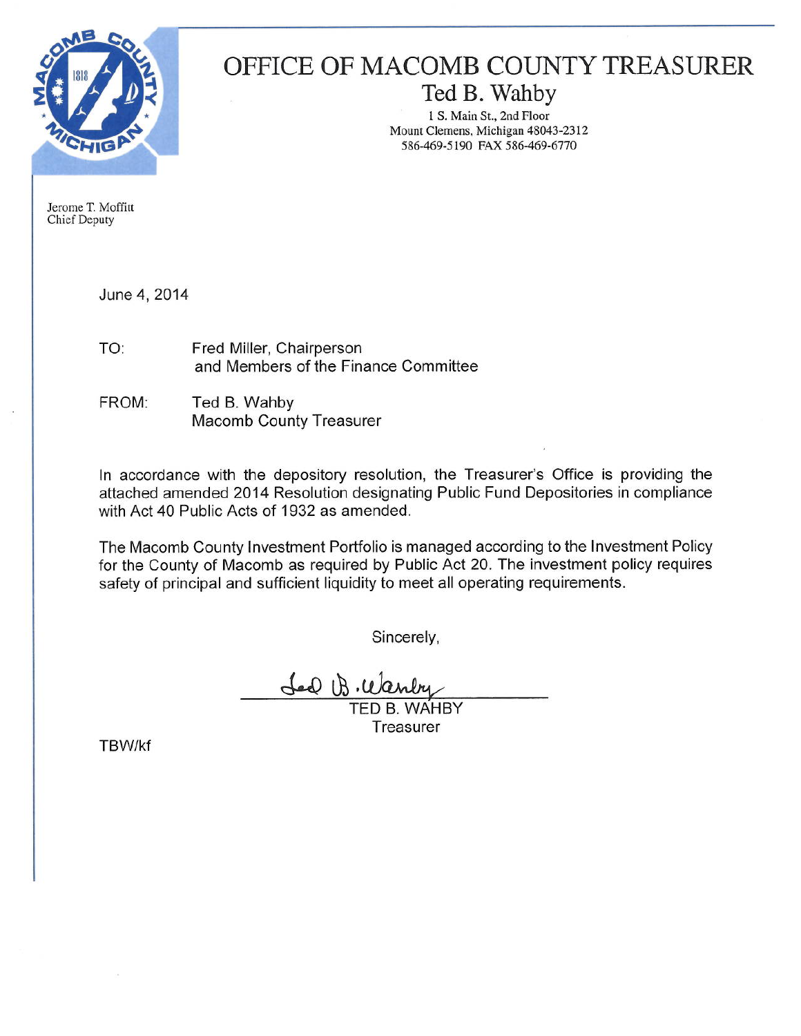# OFFICE OF MACOMB COUNTY TREASURER

## Ted B. Wahby

1 S. Main St., 2nd Floor
Mount Clemens, Michigan 48043-2312
586-469-5190 FAX 586-469-6770

Jerome T. Moffitt
Chief Deputy

June 4, 2014

TO: Fred Miller, Chairperson
and Members of the Finance Committee

FROM: Ted B. Wahby
Macomb County Treasurer

In accordance with the depository resolution, the Treasurer's Office is providing the attached amended 2014 Resolution designating Public Fund Depositories in compliance with Act 40 Public Acts of 1932 as amended.

The Macomb County Investment Portfolio is managed according to the Investment Policy for the County of Macomb as required by Public Act 20. The investment policy requires safety of principal and sufficient liquidity to meet all operating requirements.

Sincerely,

Ted B. Wahby

TED B. WAHBY
Treasurer

TBW/kf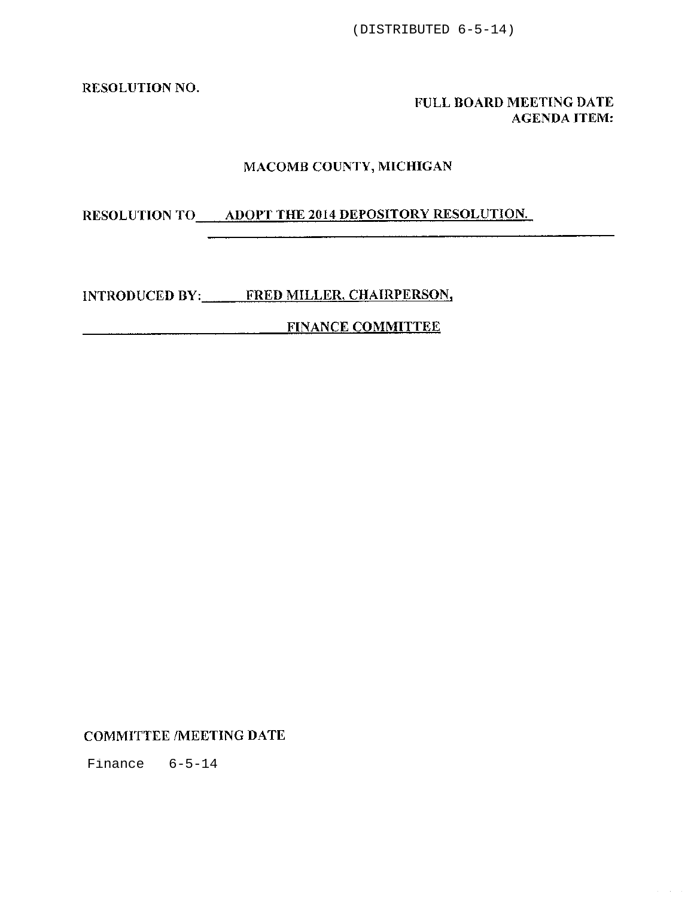(DISTRIBUTED 6-5-14)

RESOLUTION NO.

FULL BOARD MEETING DATE
AGENDA ITEM:

MACOMB COUNTY, MICHIGAN

RESOLUTION TO ADOPT THE 2014 DEPOSITORY RESOLUTION.

INTRODUCED BY: FRED MILLER, CHAIRPERSON,
FINANCE COMMITTEE

COMMITTEE /MEETING DATE

Finance 6-5-14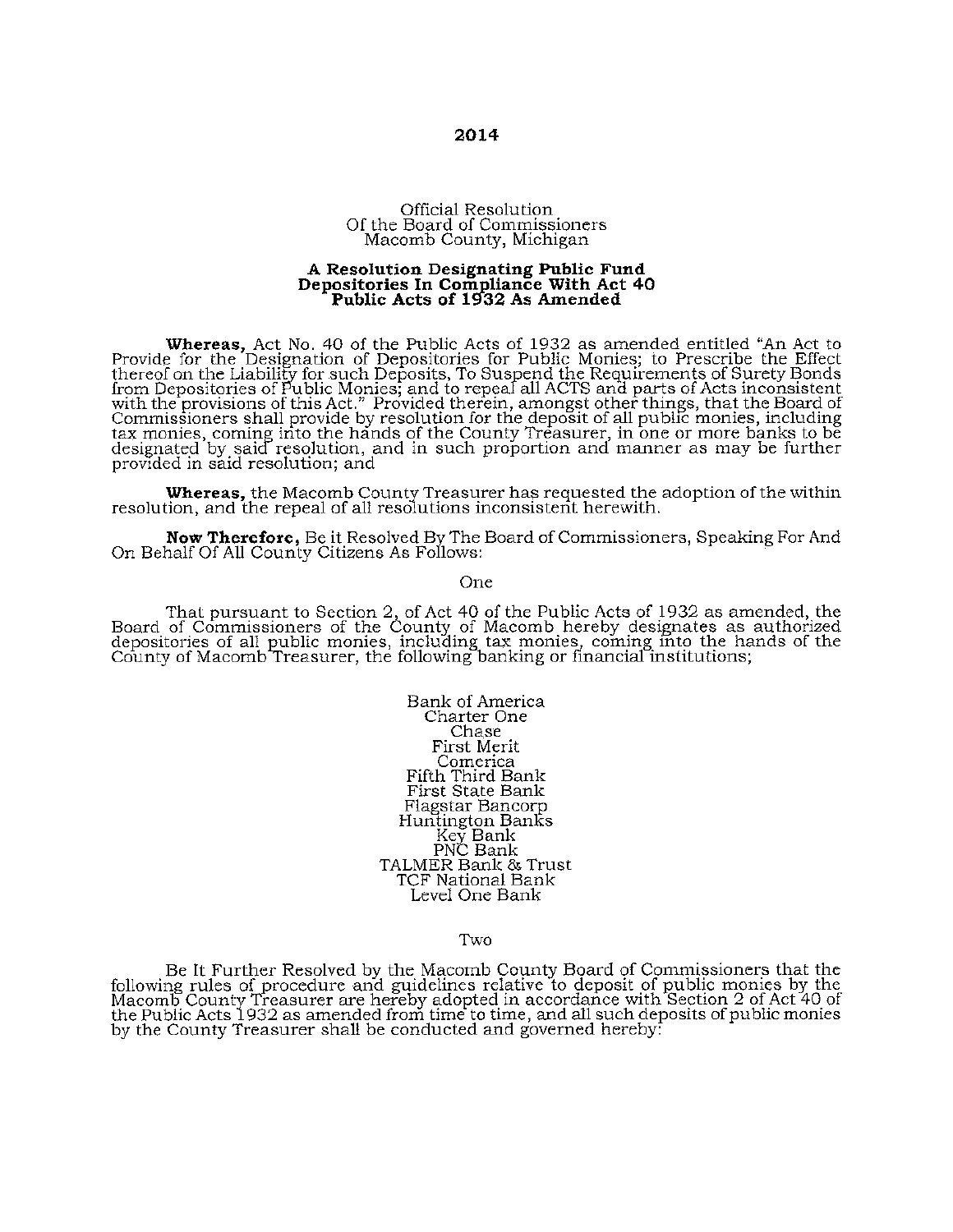**2014**

Official Resolution
Of the Board of Commissioners
Macomb County, Michigan

**A Resolution Designating Public Fund Depositories In Compliance With Act 40 Public Acts of 1932 As Amended**

**Whereas,** Act No. 40 of the Public Acts of 1932 as amended entitled "An Act to Provide for the Designation of Depositories for Public Monies; to Prescribe the Effect thereof on the Liability for such Deposits, To Suspend the Requirements of Surety Bonds from Depositories of Public Monies; and to repeal all ACTS and parts of Acts inconsistent with the provisions of this Act." Provided therein, amongst other things, that the Board of Commissioners shall provide by resolution for the deposit of all public monies, including tax monies, coming into the hands of the County Treasurer, in one or more banks to be designated by said resolution, and in such proportion and manner as may be further provided in said resolution; and

**Whereas,** the Macomb County Treasurer has requested the adoption of the within resolution, and the repeal of all resolutions inconsistent herewith.

**Now Therefore,** Be it Resolved By The Board of Commissioners, Speaking For And On Behalf Of All County Citizens As Follows:

One

That pursuant to Section 2, of Act 40 of the Public Acts of 1932 as amended, the Board of Commissioners of the County of Macomb hereby designates as authorized depositories of all public monies, including tax monies, coming into the hands of the County of Macomb Treasurer, the following banking or financial institutions;

Bank of America
Charter One
Chase
First Merit
Comerica
Fifth Third Bank
First State Bank
Flagstar Bancorp
Huntington Banks
Key Bank
PNC Bank
TALMER Bank & Trust
TCF National Bank
Level One Bank

Two

Be It Further Resolved by the Macomb County Board of Commissioners that the following rules of procedure and guidelines relative to deposit of public monies by the Macomb County Treasurer are hereby adopted in accordance with Section 2 of Act 40 of the Public Acts 1932 as amended from time to time, and all such deposits of public monies by the County Treasurer shall be conducted and governed hereby: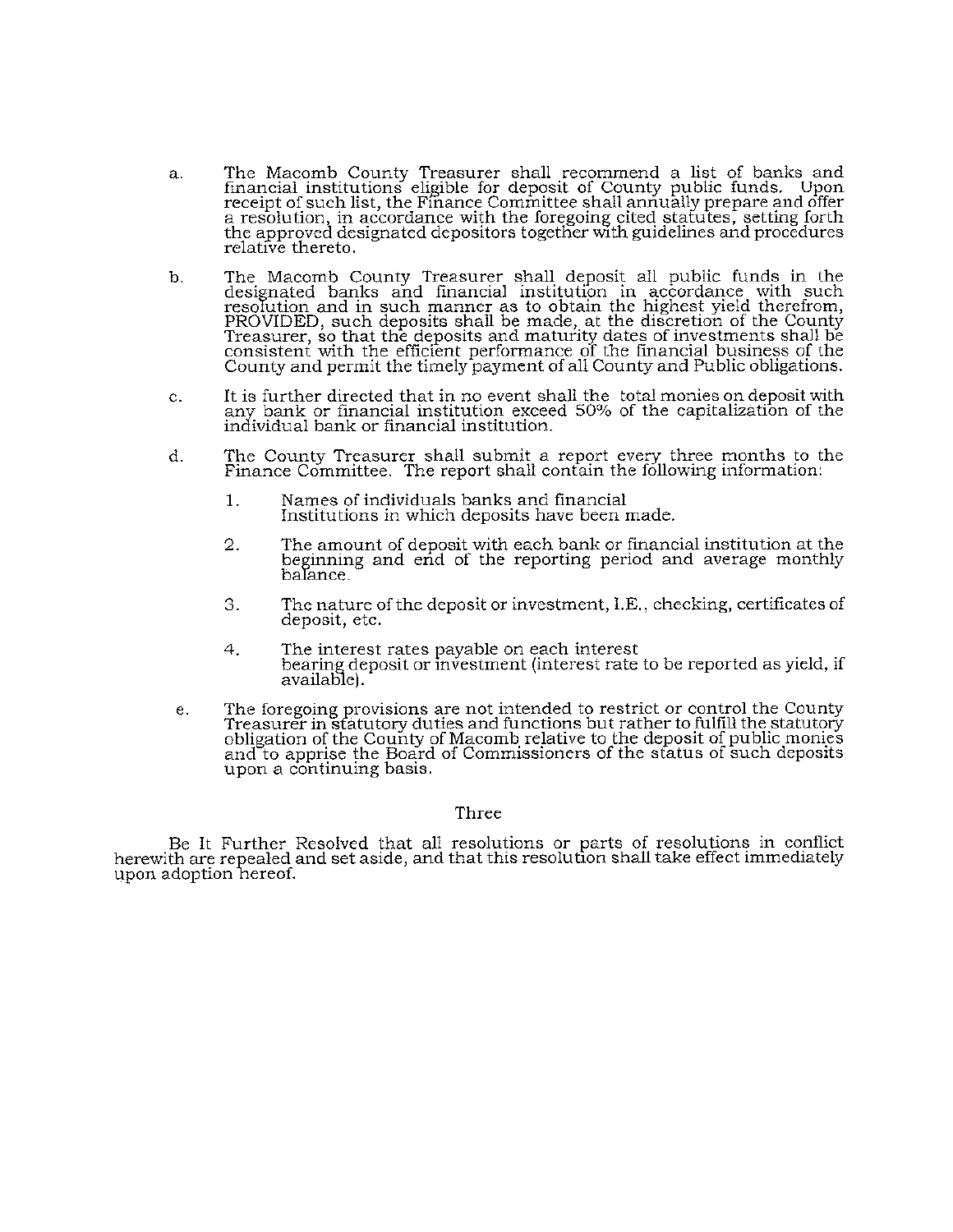a. The Macomb County Treasurer shall recommend a list of banks and financial institutions eligible for deposit of County public funds. Upon receipt of such list, the Finance Committee shall annually prepare and offer a resolution, in accordance with the foregoing cited statutes, setting forth the approved designated depositors together with guidelines and procedures relative thereto.

b. The Macomb County Treasurer shall deposit all public funds in the designated banks and financial institution in accordance with such resolution and in such manner as to obtain the highest yield therefrom, PROVIDED, such deposits shall be made, at the discretion of the County Treasurer, so that the deposits and maturity dates of investments shall be consistent with the efficient performance of the financial business of the County and permit the timely payment of all County and Public obligations.

c. It is further directed that in no event shall the total monies on deposit with any bank or financial institution exceed 50% of the capitalization of the individual bank or financial institution.

d. The County Treasurer shall submit a report every three months to the Finance Committee. The report shall contain the following information:

   1. Names of individuals banks and financial Institutions in which deposits have been made.

   2. The amount of deposit with each bank or financial institution at the beginning and end of the reporting period and average monthly balance.

   3. The nature of the deposit or investment, I.E., checking, certificates of deposit, etc.

   4. The interest rates payable on each interest bearing deposit or investment (interest rate to be reported as yield, if available).

e. The foregoing provisions are not intended to restrict or control the County Treasurer in statutory duties and functions but rather to fulfill the statutory obligation of the County of Macomb relative to the deposit of public monies and to apprise the Board of Commissioners of the status of such deposits upon a continuing basis.

## Three

Be It Further Resolved that all resolutions or parts of resolutions in conflict herewith are repealed and set aside, and that this resolution shall take effect immediately upon adoption hereof.